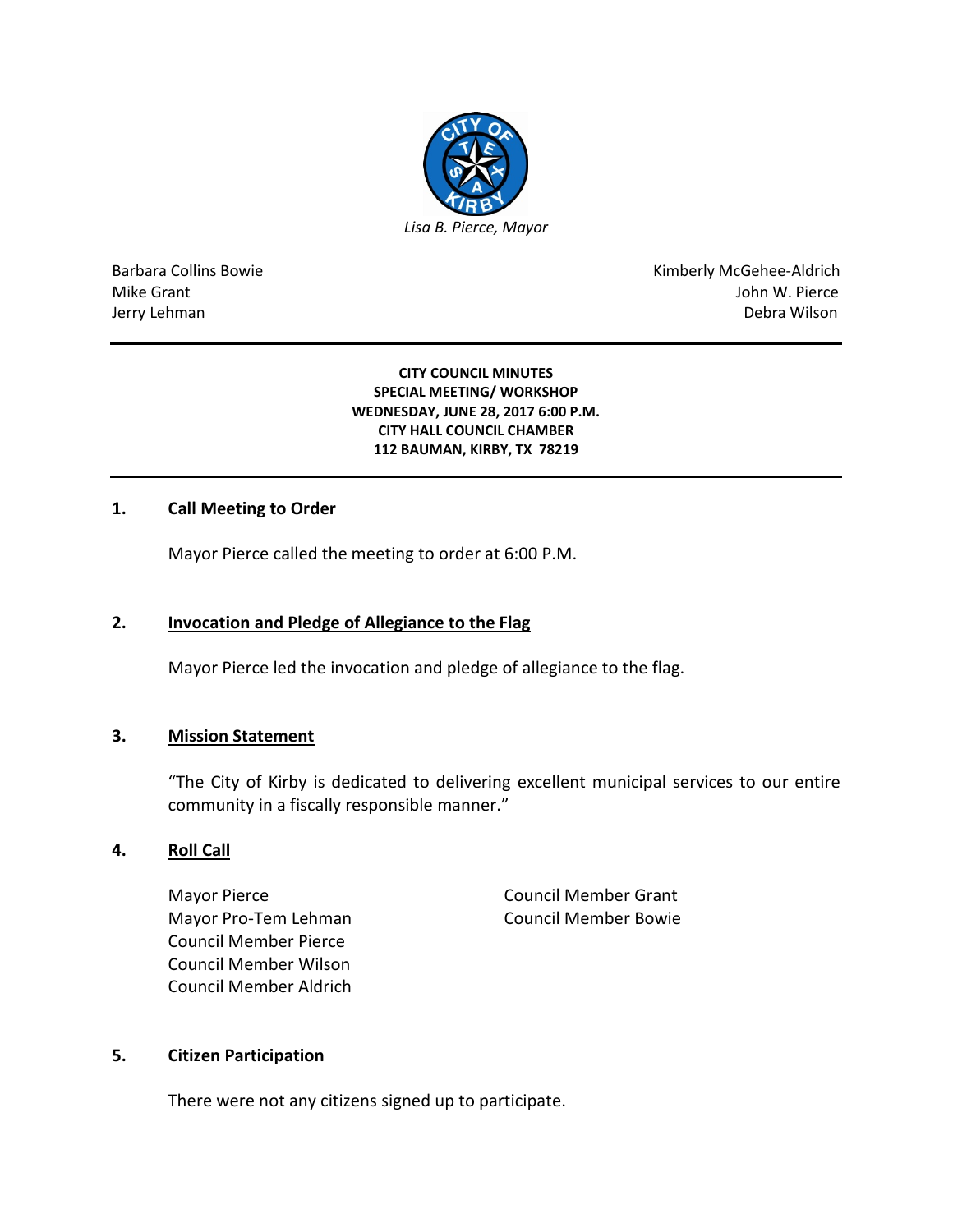*Lisa B. Pierce, Mayor*

Barbara Collins Bowie
Mike Grant
Jerry Lehman

Kimberly McGehee-Aldrich
John W. Pierce
Debra Wilson

---

**CITY COUNCIL MINUTES**
**SPECIAL MEETING/ WORKSHOP**
**WEDNESDAY, JUNE 28, 2017 6:00 P.M.**
**CITY HALL COUNCIL CHAMBER**
**112 BAUMAN, KIRBY, TX 78219**

---

## 1. Call Meeting to Order

Mayor Pierce called the meeting to order at 6:00 P.M.

## 2. Invocation and Pledge of Allegiance to the Flag

Mayor Pierce led the invocation and pledge of allegiance to the flag.

## 3. Mission Statement

"The City of Kirby is dedicated to delivering excellent municipal services to our entire community in a fiscally responsible manner."

## 4. Roll Call

Mayor Pierce
Mayor Pro-Tem Lehman
Council Member Pierce
Council Member Wilson
Council Member Aldrich
Council Member Grant
Council Member Bowie

## 5. Citizen Participation

There were not any citizens signed up to participate.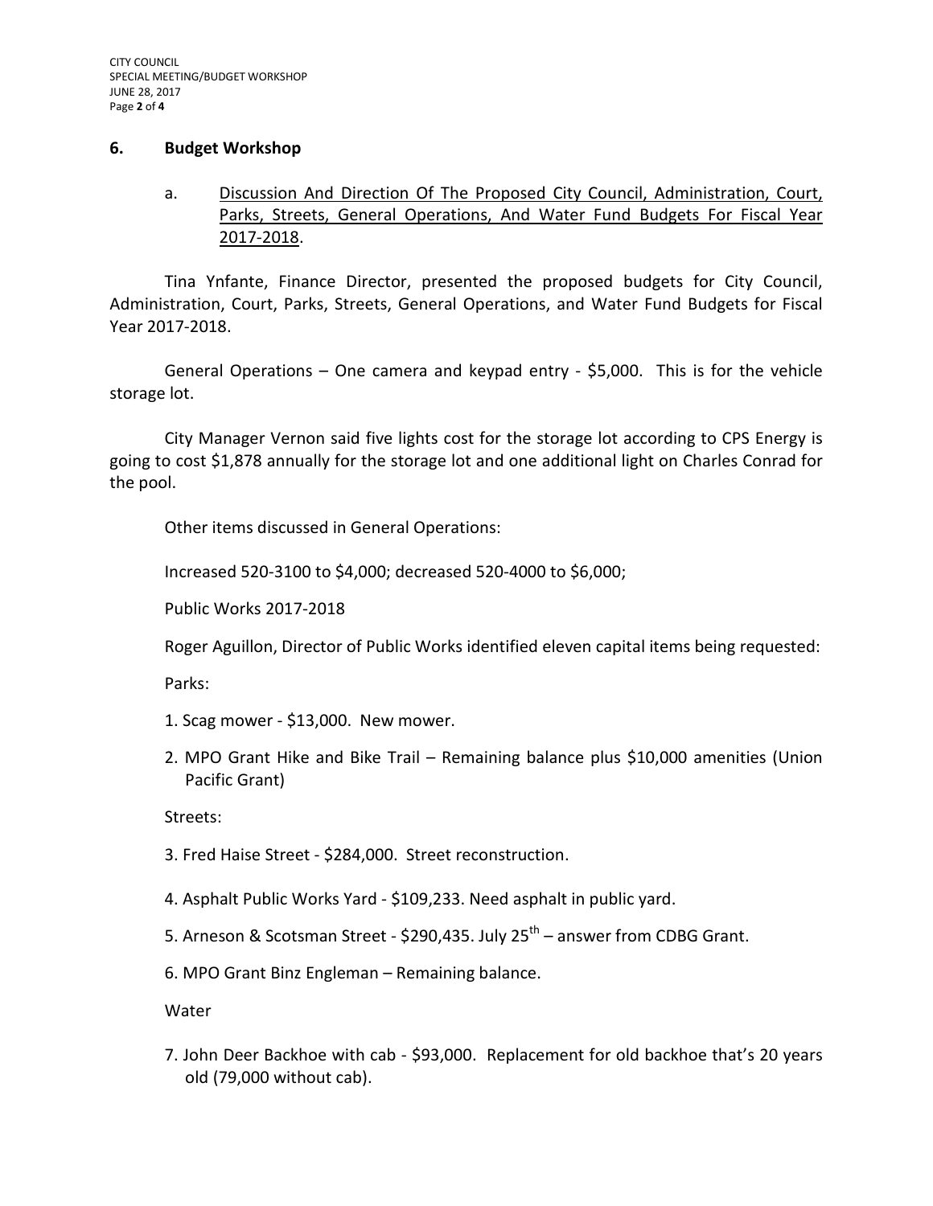## 6. Budget Workshop

a. Discussion And Direction Of The Proposed City Council, Administration, Court, Parks, Streets, General Operations, And Water Fund Budgets For Fiscal Year 2017-2018.

Tina Ynfante, Finance Director, presented the proposed budgets for City Council, Administration, Court, Parks, Streets, General Operations, and Water Fund Budgets for Fiscal Year 2017-2018.

General Operations – One camera and keypad entry - $5,000. This is for the vehicle storage lot.

City Manager Vernon said five lights cost for the storage lot according to CPS Energy is going to cost $1,878 annually for the storage lot and one additional light on Charles Conrad for the pool.

Other items discussed in General Operations:

Increased 520-3100 to $4,000; decreased 520-4000 to $6,000;

Public Works 2017-2018

Roger Aguillon, Director of Public Works identified eleven capital items being requested:

Parks:

1. Scag mower - $13,000. New mower.
2. MPO Grant Hike and Bike Trail – Remaining balance plus $10,000 amenities (Union Pacific Grant)

Streets:

3. Fred Haise Street - $284,000. Street reconstruction.
4. Asphalt Public Works Yard - $109,233. Need asphalt in public yard.
5. Arneson & Scotsman Street - $290,435. July 25th – answer from CDBG Grant.
6. MPO Grant Binz Engleman – Remaining balance.

Water

7. John Deer Backhoe with cab - $93,000. Replacement for old backhoe that's 20 years old (79,000 without cab).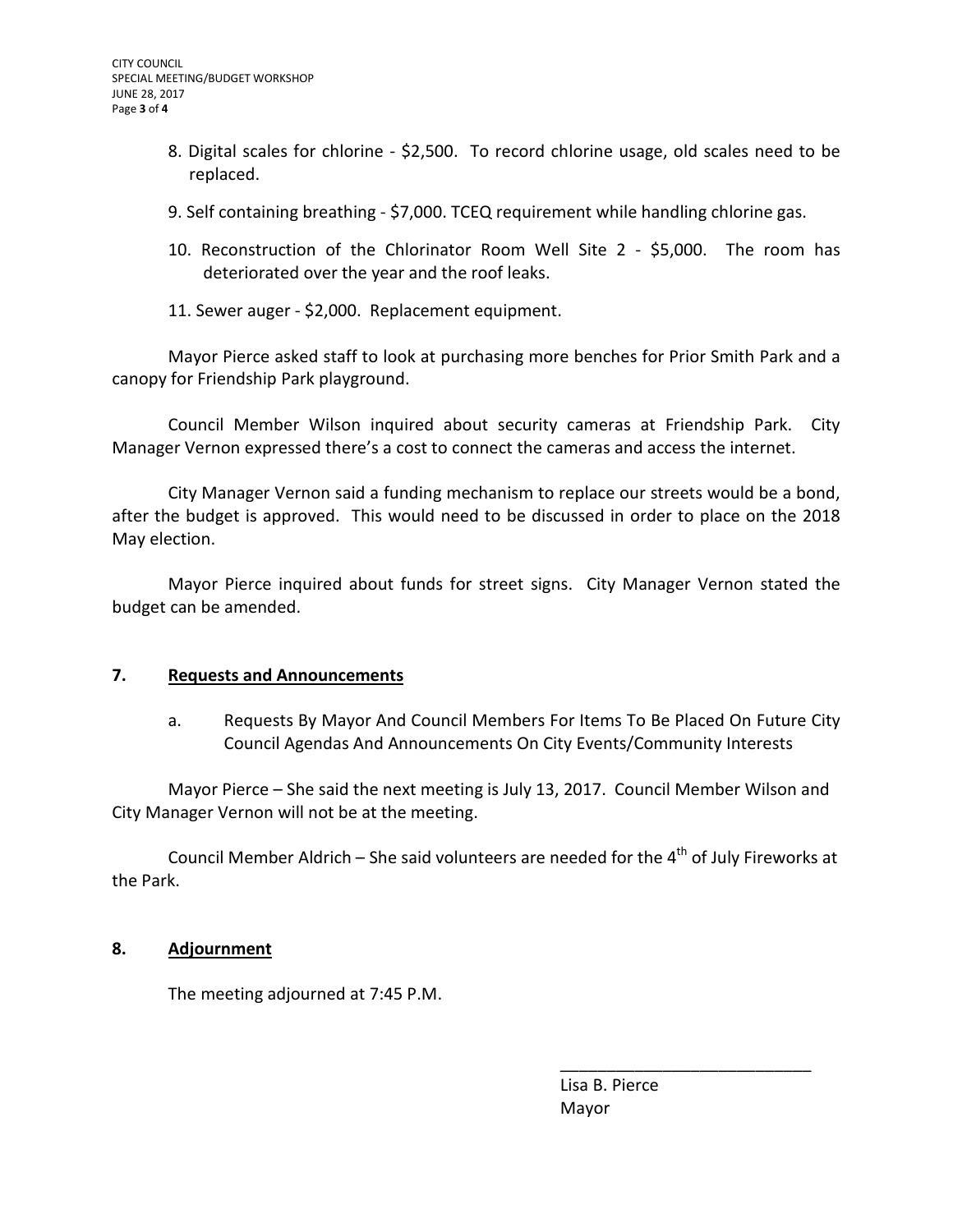8. Digital scales for chlorine - $2,500. To record chlorine usage, old scales need to be replaced.

9. Self containing breathing - $7,000. TCEQ requirement while handling chlorine gas.

10. Reconstruction of the Chlorinator Room Well Site 2 - $5,000. The room has deteriorated over the year and the roof leaks.

11. Sewer auger - $2,000. Replacement equipment.

Mayor Pierce asked staff to look at purchasing more benches for Prior Smith Park and a canopy for Friendship Park playground.

Council Member Wilson inquired about security cameras at Friendship Park. City Manager Vernon expressed there's a cost to connect the cameras and access the internet.

City Manager Vernon said a funding mechanism to replace our streets would be a bond, after the budget is approved. This would need to be discussed in order to place on the 2018 May election.

Mayor Pierce inquired about funds for street signs. City Manager Vernon stated the budget can be amended.

## 7. Requests and Announcements

a. Requests By Mayor And Council Members For Items To Be Placed On Future City Council Agendas And Announcements On City Events/Community Interests

Mayor Pierce – She said the next meeting is July 13, 2017. Council Member Wilson and City Manager Vernon will not be at the meeting.

Council Member Aldrich – She said volunteers are needed for the 4th of July Fireworks at the Park.

## 8. Adjournment

The meeting adjourned at 7:45 P.M.

\_\_\_\_\_\_\_\_\_\_\_\_\_\_\_\_\_\_\_\_\_\_\_\_\_\_\_\_

Lisa B. Pierce
Mayor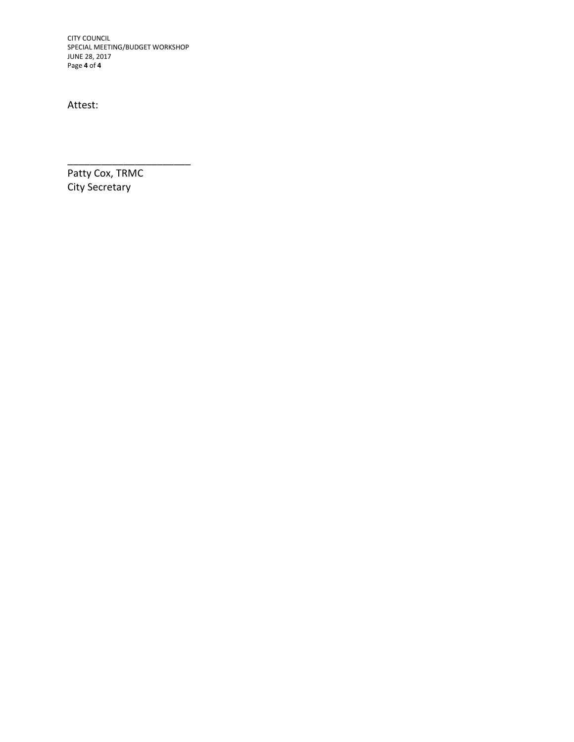Attest:

\_\_\_\_\_\_\_\_\_\_\_\_\_\_\_\_\_\_\_\_\_\_

Patty Cox, TRMC
City Secretary